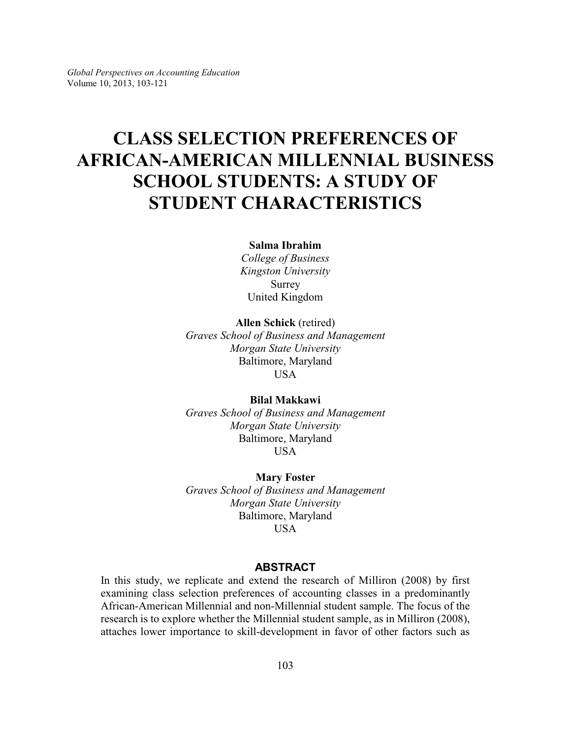# CLASS SELECTION PREFERENCES OF AFRICAN-AMERICAN MILLENNIAL BUSINESS SCHOOL STUDENTS: A STUDY OF STUDENT CHARACTERISTICS

**Salma Ibrahim**
*College of Business*
*Kingston University*
Surrey
United Kingdom

**Allen Schick** (retired)
*Graves School of Business and Management*
*Morgan State University*
Baltimore, Maryland
USA

**Bilal Makkawi**
*Graves School of Business and Management*
*Morgan State University*
Baltimore, Maryland
USA

**Mary Foster**
*Graves School of Business and Management*
*Morgan State University*
Baltimore, Maryland
USA

## ABSTRACT

In this study, we replicate and extend the research of Milliron (2008) by first examining class selection preferences of accounting classes in a predominantly African-American Millennial and non-Millennial student sample. The focus of the research is to explore whether the Millennial student sample, as in Milliron (2008), attaches lower importance to skill-development in favor of other factors such as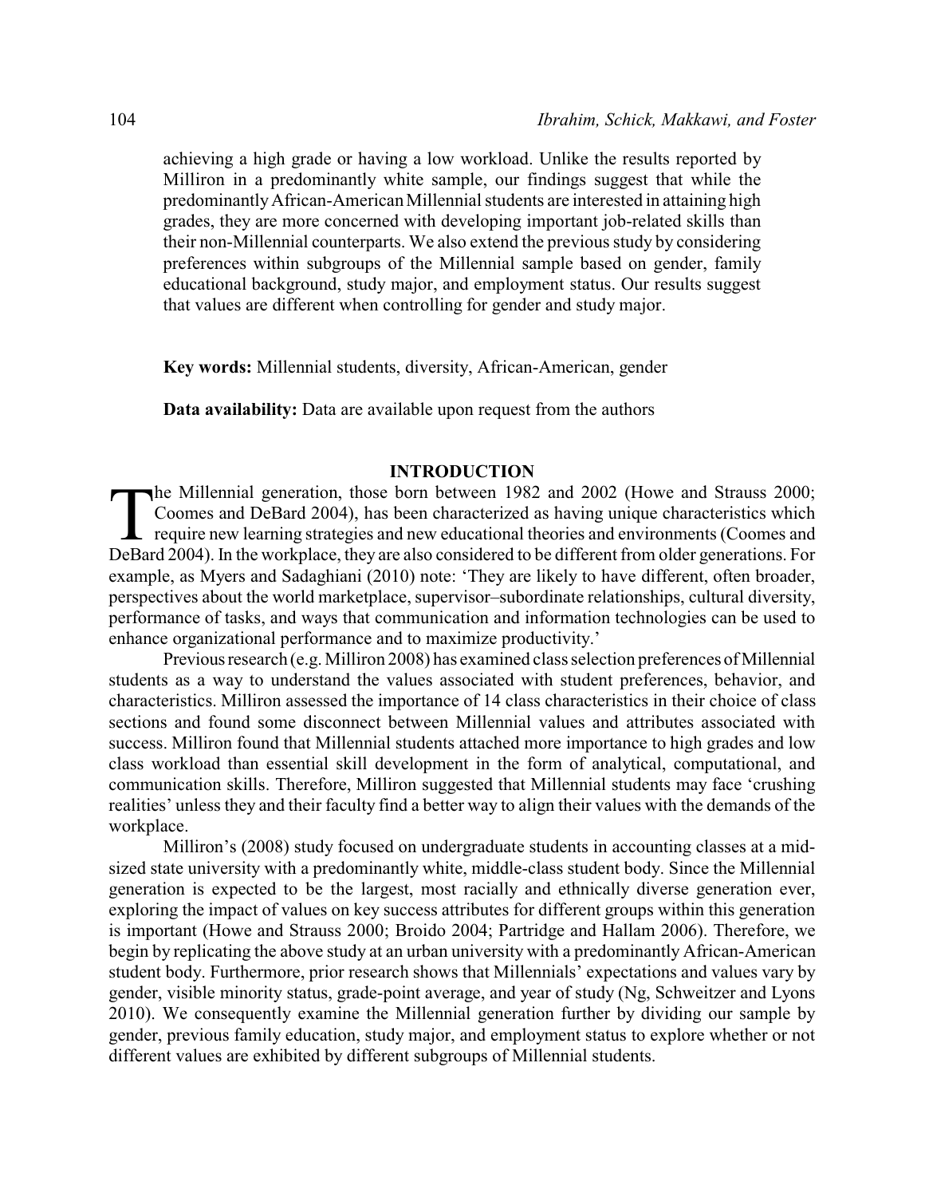achieving a high grade or having a low workload. Unlike the results reported by Milliron in a predominantly white sample, our findings suggest that while the predominantly African-American Millennial students are interested in attaining high grades, they are more concerned with developing important job-related skills than their non-Millennial counterparts. We also extend the previous study by considering preferences within subgroups of the Millennial sample based on gender, family educational background, study major, and employment status. Our results suggest that values are different when controlling for gender and study major.

**Key words:** Millennial students, diversity, African-American, gender

**Data availability:** Data are available upon request from the authors

## INTRODUCTION

The Millennial generation, those born between 1982 and 2002 (Howe and Strauss 2000; Coomes and DeBard 2004), has been characterized as having unique characteristics which require new learning strategies and new educational theories and environments (Coomes and DeBard 2004). In the workplace, they are also considered to be different from older generations. For example, as Myers and Sadaghiani (2010) note: 'They are likely to have different, often broader, perspectives about the world marketplace, supervisor–subordinate relationships, cultural diversity, performance of tasks, and ways that communication and information technologies can be used to enhance organizational performance and to maximize productivity.'

Previous research (e.g. Milliron 2008) has examined class selection preferences of Millennial students as a way to understand the values associated with student preferences, behavior, and characteristics. Milliron assessed the importance of 14 class characteristics in their choice of class sections and found some disconnect between Millennial values and attributes associated with success. Milliron found that Millennial students attached more importance to high grades and low class workload than essential skill development in the form of analytical, computational, and communication skills. Therefore, Milliron suggested that Millennial students may face 'crushing realities' unless they and their faculty find a better way to align their values with the demands of the workplace.

Milliron's (2008) study focused on undergraduate students in accounting classes at a mid-sized state university with a predominantly white, middle-class student body. Since the Millennial generation is expected to be the largest, most racially and ethnically diverse generation ever, exploring the impact of values on key success attributes for different groups within this generation is important (Howe and Strauss 2000; Broido 2004; Partridge and Hallam 2006). Therefore, we begin by replicating the above study at an urban university with a predominantly African-American student body. Furthermore, prior research shows that Millennials' expectations and values vary by gender, visible minority status, grade-point average, and year of study (Ng, Schweitzer and Lyons 2010). We consequently examine the Millennial generation further by dividing our sample by gender, previous family education, study major, and employment status to explore whether or not different values are exhibited by different subgroups of Millennial students.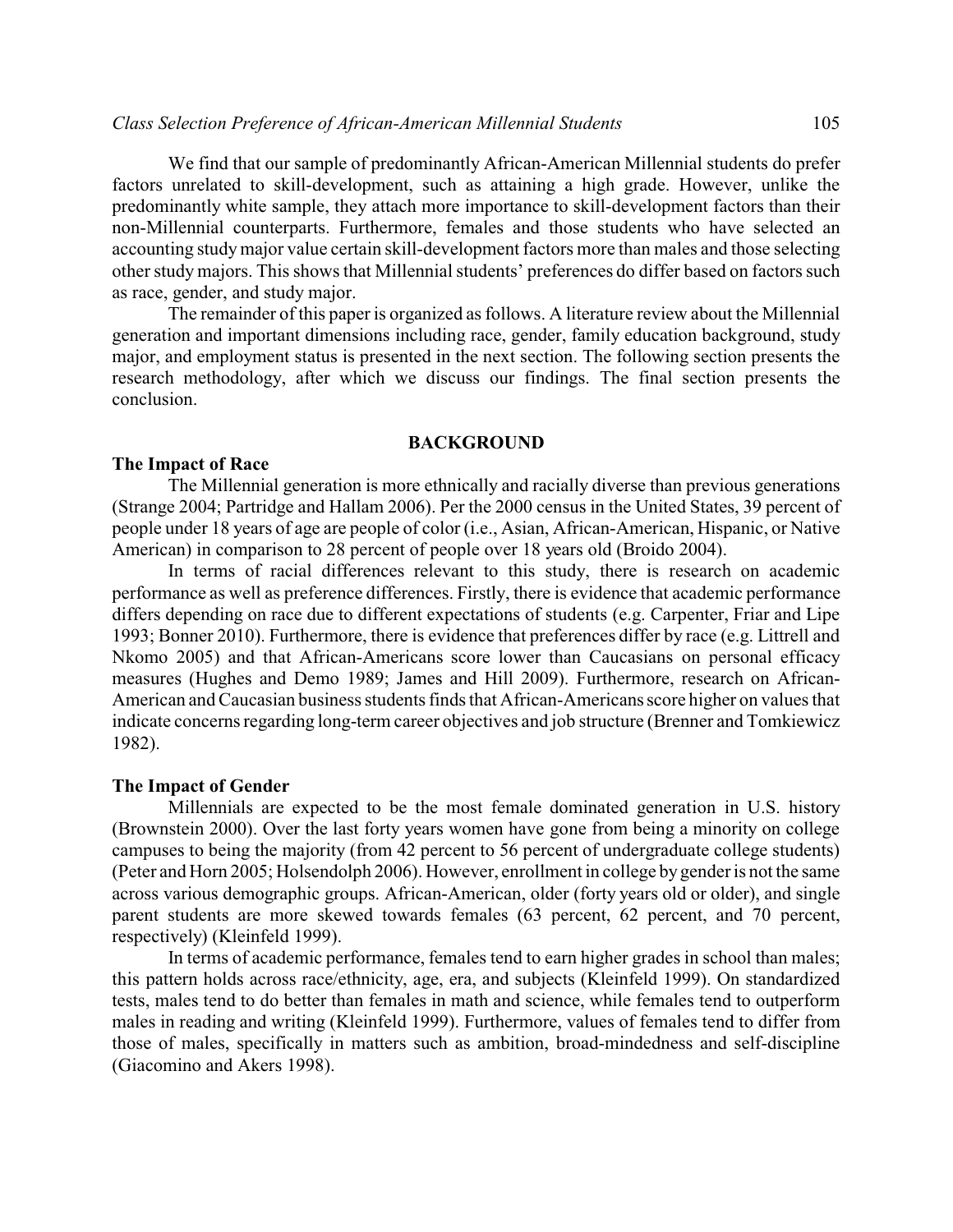We find that our sample of predominantly African-American Millennial students do prefer factors unrelated to skill-development, such as attaining a high grade. However, unlike the predominantly white sample, they attach more importance to skill-development factors than their non-Millennial counterparts. Furthermore, females and those students who have selected an accounting study major value certain skill-development factors more than males and those selecting other study majors. This shows that Millennial students' preferences do differ based on factors such as race, gender, and study major.

The remainder of this paper is organized as follows. A literature review about the Millennial generation and important dimensions including race, gender, family education background, study major, and employment status is presented in the next section. The following section presents the research methodology, after which we discuss our findings. The final section presents the conclusion.

## BACKGROUND

### The Impact of Race

The Millennial generation is more ethnically and racially diverse than previous generations (Strange 2004; Partridge and Hallam 2006). Per the 2000 census in the United States, 39 percent of people under 18 years of age are people of color (i.e., Asian, African-American, Hispanic, or Native American) in comparison to 28 percent of people over 18 years old (Broido 2004).

In terms of racial differences relevant to this study, there is research on academic performance as well as preference differences. Firstly, there is evidence that academic performance differs depending on race due to different expectations of students (e.g. Carpenter, Friar and Lipe 1993; Bonner 2010). Furthermore, there is evidence that preferences differ by race (e.g. Littrell and Nkomo 2005) and that African-Americans score lower than Caucasians on personal efficacy measures (Hughes and Demo 1989; James and Hill 2009). Furthermore, research on African-American and Caucasian business students finds that African-Americans score higher on values that indicate concerns regarding long-term career objectives and job structure (Brenner and Tomkiewicz 1982).

### The Impact of Gender

Millennials are expected to be the most female dominated generation in U.S. history (Brownstein 2000). Over the last forty years women have gone from being a minority on college campuses to being the majority (from 42 percent to 56 percent of undergraduate college students) (Peter and Horn 2005; Holsendolph 2006). However, enrollment in college by gender is not the same across various demographic groups. African-American, older (forty years old or older), and single parent students are more skewed towards females (63 percent, 62 percent, and 70 percent, respectively) (Kleinfeld 1999).

In terms of academic performance, females tend to earn higher grades in school than males; this pattern holds across race/ethnicity, age, era, and subjects (Kleinfeld 1999). On standardized tests, males tend to do better than females in math and science, while females tend to outperform males in reading and writing (Kleinfeld 1999). Furthermore, values of females tend to differ from those of males, specifically in matters such as ambition, broad-mindedness and self-discipline (Giacomino and Akers 1998).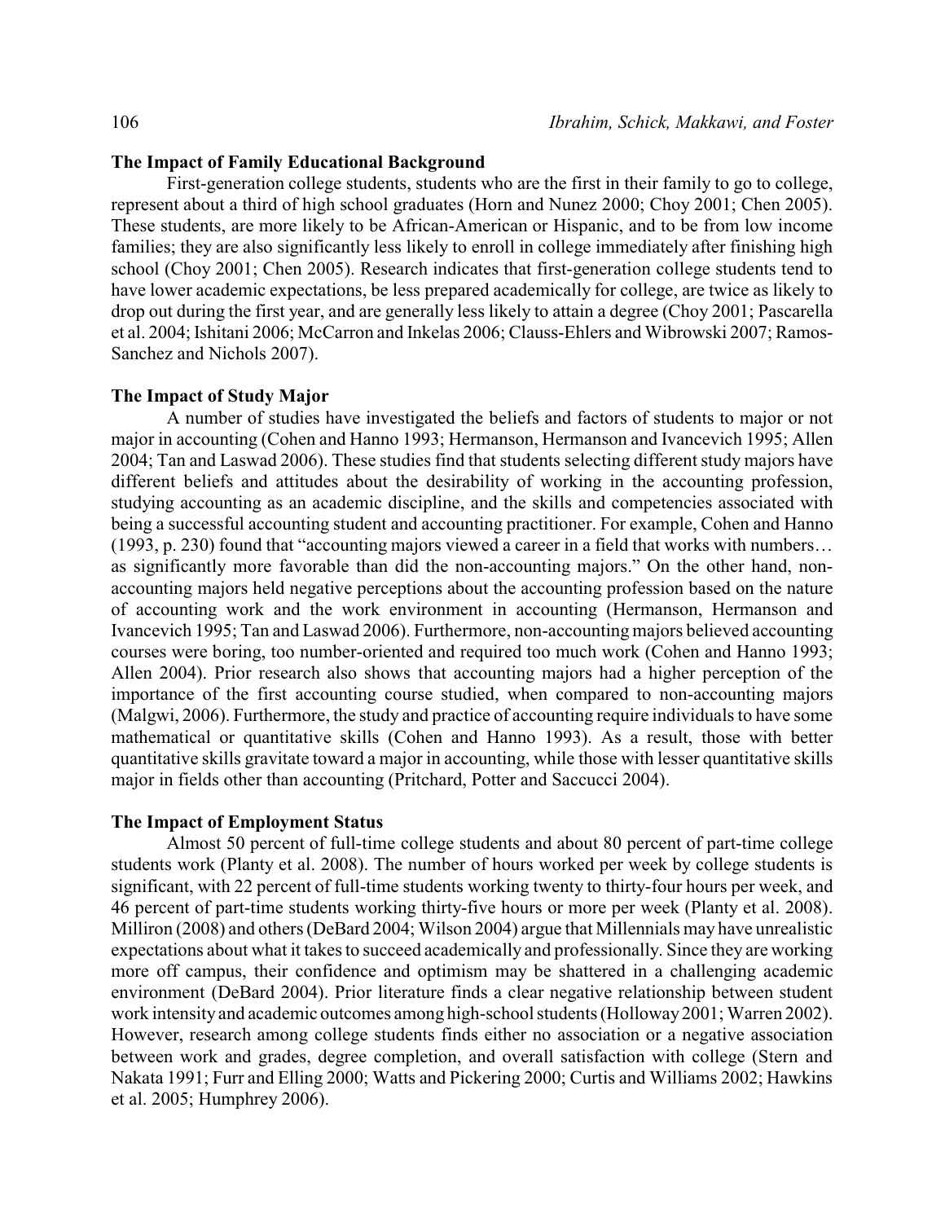### The Impact of Family Educational Background

First-generation college students, students who are the first in their family to go to college, represent about a third of high school graduates (Horn and Nunez 2000; Choy 2001; Chen 2005). These students, are more likely to be African-American or Hispanic, and to be from low income families; they are also significantly less likely to enroll in college immediately after finishing high school (Choy 2001; Chen 2005). Research indicates that first-generation college students tend to have lower academic expectations, be less prepared academically for college, are twice as likely to drop out during the first year, and are generally less likely to attain a degree (Choy 2001; Pascarella et al. 2004; Ishitani 2006; McCarron and Inkelas 2006; Clauss-Ehlers and Wibrowski 2007; Ramos-Sanchez and Nichols 2007).

### The Impact of Study Major

A number of studies have investigated the beliefs and factors of students to major or not major in accounting (Cohen and Hanno 1993; Hermanson, Hermanson and Ivancevich 1995; Allen 2004; Tan and Laswad 2006). These studies find that students selecting different study majors have different beliefs and attitudes about the desirability of working in the accounting profession, studying accounting as an academic discipline, and the skills and competencies associated with being a successful accounting student and accounting practitioner. For example, Cohen and Hanno (1993, p. 230) found that "accounting majors viewed a career in a field that works with numbers… as significantly more favorable than did the non-accounting majors." On the other hand, non-accounting majors held negative perceptions about the accounting profession based on the nature of accounting work and the work environment in accounting (Hermanson, Hermanson and Ivancevich 1995; Tan and Laswad 2006). Furthermore, non-accounting majors believed accounting courses were boring, too number-oriented and required too much work (Cohen and Hanno 1993; Allen 2004). Prior research also shows that accounting majors had a higher perception of the importance of the first accounting course studied, when compared to non-accounting majors (Malgwi, 2006). Furthermore, the study and practice of accounting require individuals to have some mathematical or quantitative skills (Cohen and Hanno 1993). As a result, those with better quantitative skills gravitate toward a major in accounting, while those with lesser quantitative skills major in fields other than accounting (Pritchard, Potter and Saccucci 2004).

### The Impact of Employment Status

Almost 50 percent of full-time college students and about 80 percent of part-time college students work (Planty et al. 2008). The number of hours worked per week by college students is significant, with 22 percent of full-time students working twenty to thirty-four hours per week, and 46 percent of part-time students working thirty-five hours or more per week (Planty et al. 2008). Milliron (2008) and others (DeBard 2004; Wilson 2004) argue that Millennials may have unrealistic expectations about what it takes to succeed academically and professionally. Since they are working more off campus, their confidence and optimism may be shattered in a challenging academic environment (DeBard 2004). Prior literature finds a clear negative relationship between student work intensity and academic outcomes among high-school students (Holloway 2001; Warren 2002). However, research among college students finds either no association or a negative association between work and grades, degree completion, and overall satisfaction with college (Stern and Nakata 1991; Furr and Elling 2000; Watts and Pickering 2000; Curtis and Williams 2002; Hawkins et al. 2005; Humphrey 2006).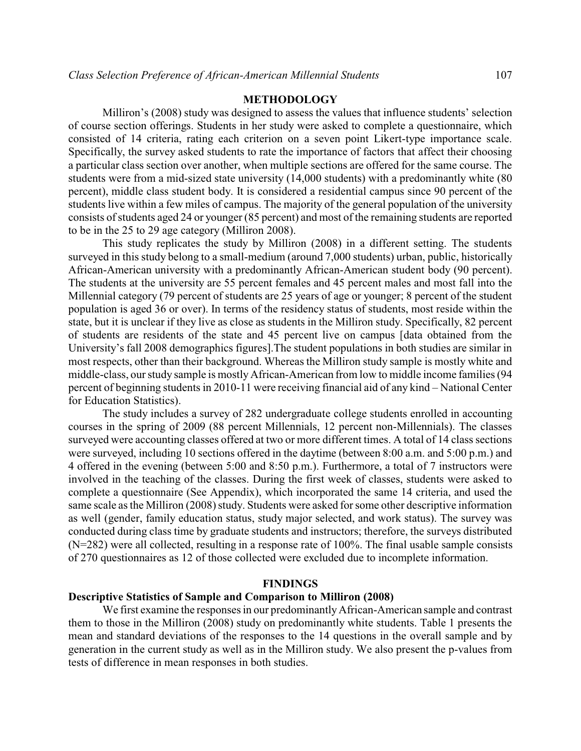## METHODOLOGY

Milliron's (2008) study was designed to assess the values that influence students' selection of course section offerings. Students in her study were asked to complete a questionnaire, which consisted of 14 criteria, rating each criterion on a seven point Likert-type importance scale. Specifically, the survey asked students to rate the importance of factors that affect their choosing a particular class section over another, when multiple sections are offered for the same course. The students were from a mid-sized state university (14,000 students) with a predominantly white (80 percent), middle class student body. It is considered a residential campus since 90 percent of the students live within a few miles of campus. The majority of the general population of the university consists of students aged 24 or younger (85 percent) and most of the remaining students are reported to be in the 25 to 29 age category (Milliron 2008).

This study replicates the study by Milliron (2008) in a different setting. The students surveyed in this study belong to a small-medium (around 7,000 students) urban, public, historically African-American university with a predominantly African-American student body (90 percent). The students at the university are 55 percent females and 45 percent males and most fall into the Millennial category (79 percent of students are 25 years of age or younger; 8 percent of the student population is aged 36 or over). In terms of the residency status of students, most reside within the state, but it is unclear if they live as close as students in the Milliron study. Specifically, 82 percent of students are residents of the state and 45 percent live on campus [data obtained from the University's fall 2008 demographics figures].The student populations in both studies are similar in most respects, other than their background. Whereas the Milliron study sample is mostly white and middle-class, our study sample is mostly African-American from low to middle income families (94 percent of beginning students in 2010-11 were receiving financial aid of any kind – National Center for Education Statistics).

The study includes a survey of 282 undergraduate college students enrolled in accounting courses in the spring of 2009 (88 percent Millennials, 12 percent non-Millennials). The classes surveyed were accounting classes offered at two or more different times. A total of 14 class sections were surveyed, including 10 sections offered in the daytime (between 8:00 a.m. and 5:00 p.m.) and 4 offered in the evening (between 5:00 and 8:50 p.m.). Furthermore, a total of 7 instructors were involved in the teaching of the classes. During the first week of classes, students were asked to complete a questionnaire (See Appendix), which incorporated the same 14 criteria, and used the same scale as the Milliron (2008) study. Students were asked for some other descriptive information as well (gender, family education status, study major selected, and work status). The survey was conducted during class time by graduate students and instructors; therefore, the surveys distributed (N=282) were all collected, resulting in a response rate of 100%. The final usable sample consists of 270 questionnaires as 12 of those collected were excluded due to incomplete information.

## FINDINGS

### Descriptive Statistics of Sample and Comparison to Milliron (2008)

We first examine the responses in our predominantly African-American sample and contrast them to those in the Milliron (2008) study on predominantly white students. Table 1 presents the mean and standard deviations of the responses to the 14 questions in the overall sample and by generation in the current study as well as in the Milliron study. We also present the p-values from tests of difference in mean responses in both studies.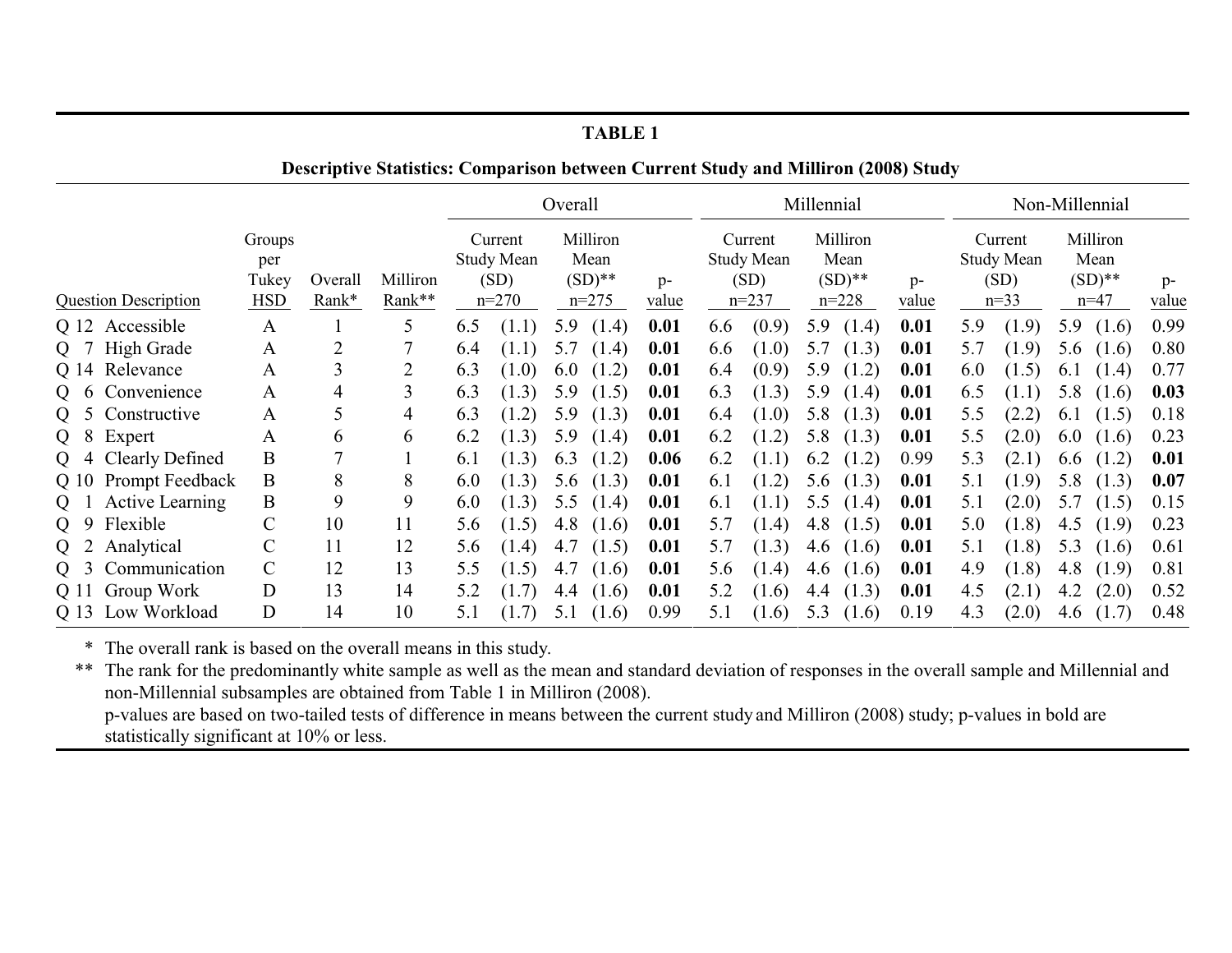**TABLE 1**

**Descriptive Statistics: Comparison between Current Study and Milliron (2008) Study**

| Question Description | Groups per Tukey HSD | Overall Rank* | Milliron Rank** | Overall: Current Study Mean (SD) n=270 | Overall: Milliron Mean (SD)** n=275 | Overall: p-value | Millennial: Current Study Mean (SD) n=237 | Millennial: Milliron Mean (SD)** n=228 | Millennial: p-value | Non-Millennial: Current Study Mean (SD) n=33 | Non-Millennial: Milliron Mean (SD)** n=47 | Non-Millennial: p-value |
|---|---|---|---|---|---|---|---|---|---|---|---|---|
| Q 12 Accessible | A | 1 | 5 | 6.5 (1.1) | 5.9 (1.4) | **0.01** | 6.6 (0.9) | 5.9 (1.4) | **0.01** | 5.9 (1.9) | 5.9 (1.6) | 0.99 |
| Q 7 High Grade | A | 2 | 7 | 6.4 (1.1) | 5.7 (1.4) | **0.01** | 6.6 (1.0) | 5.7 (1.3) | **0.01** | 5.7 (1.9) | 5.6 (1.6) | 0.80 |
| Q 14 Relevance | A | 3 | 2 | 6.3 (1.0) | 6.0 (1.2) | **0.01** | 6.4 (0.9) | 5.9 (1.2) | **0.01** | 6.0 (1.5) | 6.1 (1.4) | 0.77 |
| Q 6 Convenience | A | 4 | 3 | 6.3 (1.3) | 5.9 (1.5) | **0.01** | 6.3 (1.3) | 5.9 (1.4) | **0.01** | 6.5 (1.1) | 5.8 (1.6) | **0.03** |
| Q 5 Constructive | A | 5 | 4 | 6.3 (1.2) | 5.9 (1.3) | **0.01** | 6.4 (1.0) | 5.8 (1.3) | **0.01** | 5.5 (2.2) | 6.1 (1.5) | 0.18 |
| Q 8 Expert | A | 6 | 6 | 6.2 (1.3) | 5.9 (1.4) | **0.01** | 6.2 (1.2) | 5.8 (1.3) | **0.01** | 5.5 (2.0) | 6.0 (1.6) | 0.23 |
| Q 4 Clearly Defined | B | 7 | 1 | 6.1 (1.3) | 6.3 (1.2) | **0.06** | 6.2 (1.1) | 6.2 (1.2) | 0.99 | 5.3 (2.1) | 6.6 (1.2) | **0.01** |
| Q 10 Prompt Feedback | B | 8 | 8 | 6.0 (1.3) | 5.6 (1.3) | **0.01** | 6.1 (1.2) | 5.6 (1.3) | **0.01** | 5.1 (1.9) | 5.8 (1.3) | **0.07** |
| Q 1 Active Learning | B | 9 | 9 | 6.0 (1.3) | 5.5 (1.4) | **0.01** | 6.1 (1.1) | 5.5 (1.4) | **0.01** | 5.1 (2.0) | 5.7 (1.5) | 0.15 |
| Q 9 Flexible | C | 10 | 11 | 5.6 (1.5) | 4.8 (1.6) | **0.01** | 5.7 (1.4) | 4.8 (1.5) | **0.01** | 5.0 (1.8) | 4.5 (1.9) | 0.23 |
| Q 2 Analytical | C | 11 | 12 | 5.6 (1.4) | 4.7 (1.5) | **0.01** | 5.7 (1.3) | 4.6 (1.6) | **0.01** | 5.1 (1.8) | 5.3 (1.6) | 0.61 |
| Q 3 Communication | C | 12 | 13 | 5.5 (1.5) | 4.7 (1.6) | **0.01** | 5.6 (1.4) | 4.6 (1.6) | **0.01** | 4.9 (1.8) | 4.8 (1.9) | 0.81 |
| Q 11 Group Work | D | 13 | 14 | 5.2 (1.7) | 4.4 (1.6) | **0.01** | 5.2 (1.6) | 4.4 (1.3) | **0.01** | 4.5 (2.1) | 4.2 (2.0) | 0.52 |
| Q 13 Low Workload | D | 14 | 10 | 5.1 (1.7) | 5.1 (1.6) | 0.99 | 5.1 (1.6) | 5.3 (1.6) | 0.19 | 4.3 (2.0) | 4.6 (1.7) | 0.48 |

\* The overall rank is based on the overall means in this study.

\*\* The rank for the predominantly white sample as well as the mean and standard deviation of responses in the overall sample and Millennial and non-Millennial subsamples are obtained from Table 1 in Milliron (2008).

p-values are based on two-tailed tests of difference in means between the current study and Milliron (2008) study; p-values in bold are statistically significant at 10% or less.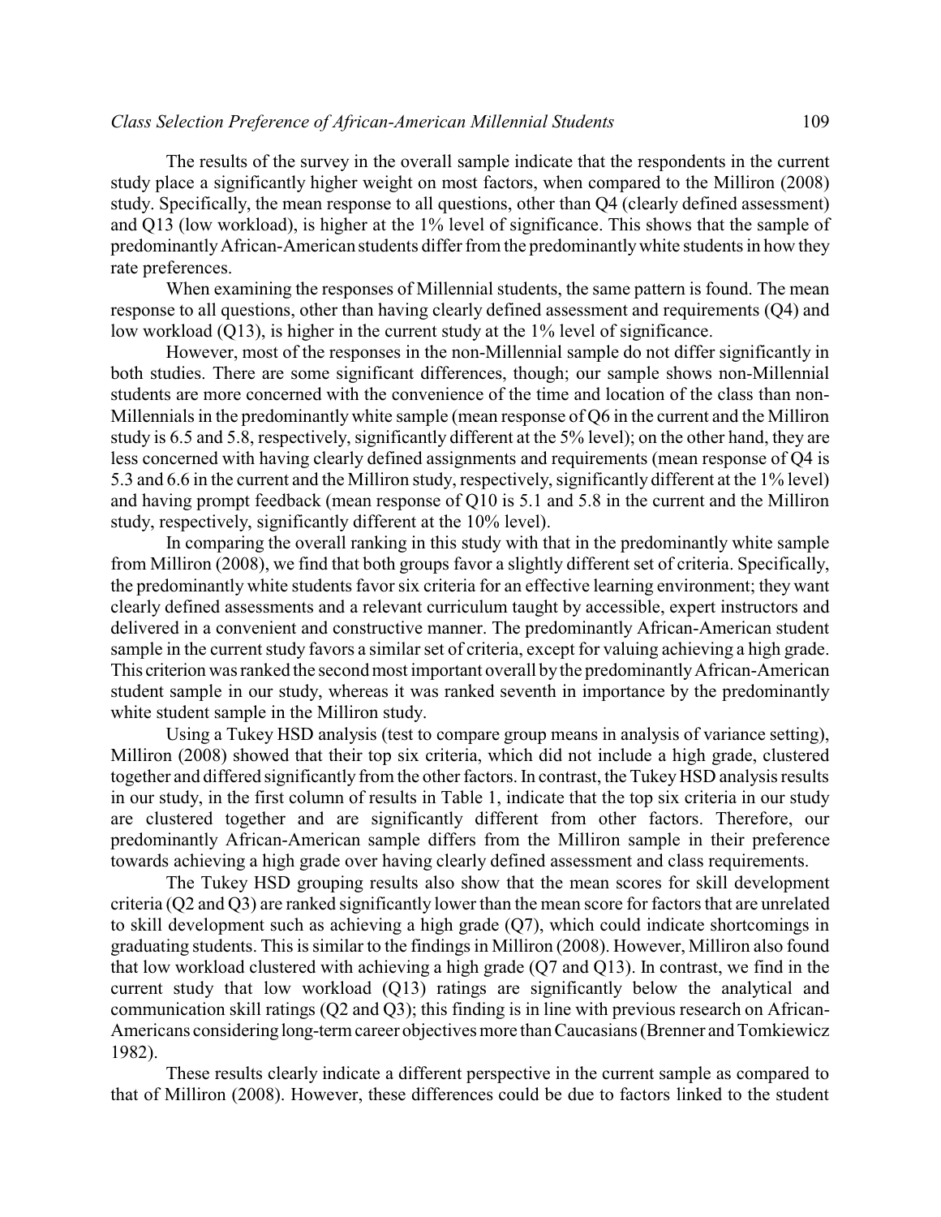The results of the survey in the overall sample indicate that the respondents in the current study place a significantly higher weight on most factors, when compared to the Milliron (2008) study. Specifically, the mean response to all questions, other than Q4 (clearly defined assessment) and Q13 (low workload), is higher at the 1% level of significance. This shows that the sample of predominantly African-American students differ from the predominantly white students in how they rate preferences.

When examining the responses of Millennial students, the same pattern is found. The mean response to all questions, other than having clearly defined assessment and requirements (Q4) and low workload (Q13), is higher in the current study at the 1% level of significance.

However, most of the responses in the non-Millennial sample do not differ significantly in both studies. There are some significant differences, though; our sample shows non-Millennial students are more concerned with the convenience of the time and location of the class than non-Millennials in the predominantly white sample (mean response of Q6 in the current and the Milliron study is 6.5 and 5.8, respectively, significantly different at the 5% level); on the other hand, they are less concerned with having clearly defined assignments and requirements (mean response of Q4 is 5.3 and 6.6 in the current and the Milliron study, respectively, significantly different at the 1% level) and having prompt feedback (mean response of Q10 is 5.1 and 5.8 in the current and the Milliron study, respectively, significantly different at the 10% level).

In comparing the overall ranking in this study with that in the predominantly white sample from Milliron (2008), we find that both groups favor a slightly different set of criteria. Specifically, the predominantly white students favor six criteria for an effective learning environment; they want clearly defined assessments and a relevant curriculum taught by accessible, expert instructors and delivered in a convenient and constructive manner. The predominantly African-American student sample in the current study favors a similar set of criteria, except for valuing achieving a high grade. This criterion was ranked the second most important overall by the predominantly African-American student sample in our study, whereas it was ranked seventh in importance by the predominantly white student sample in the Milliron study.

Using a Tukey HSD analysis (test to compare group means in analysis of variance setting), Milliron (2008) showed that their top six criteria, which did not include a high grade, clustered together and differed significantly from the other factors. In contrast, the Tukey HSD analysis results in our study, in the first column of results in Table 1, indicate that the top six criteria in our study are clustered together and are significantly different from other factors. Therefore, our predominantly African-American sample differs from the Milliron sample in their preference towards achieving a high grade over having clearly defined assessment and class requirements.

The Tukey HSD grouping results also show that the mean scores for skill development criteria (Q2 and Q3) are ranked significantly lower than the mean score for factors that are unrelated to skill development such as achieving a high grade (Q7), which could indicate shortcomings in graduating students. This is similar to the findings in Milliron (2008). However, Milliron also found that low workload clustered with achieving a high grade (Q7 and Q13). In contrast, we find in the current study that low workload (Q13) ratings are significantly below the analytical and communication skill ratings (Q2 and Q3); this finding is in line with previous research on African-Americans considering long-term career objectives more than Caucasians (Brenner and Tomkiewicz 1982).

These results clearly indicate a different perspective in the current sample as compared to that of Milliron (2008). However, these differences could be due to factors linked to the student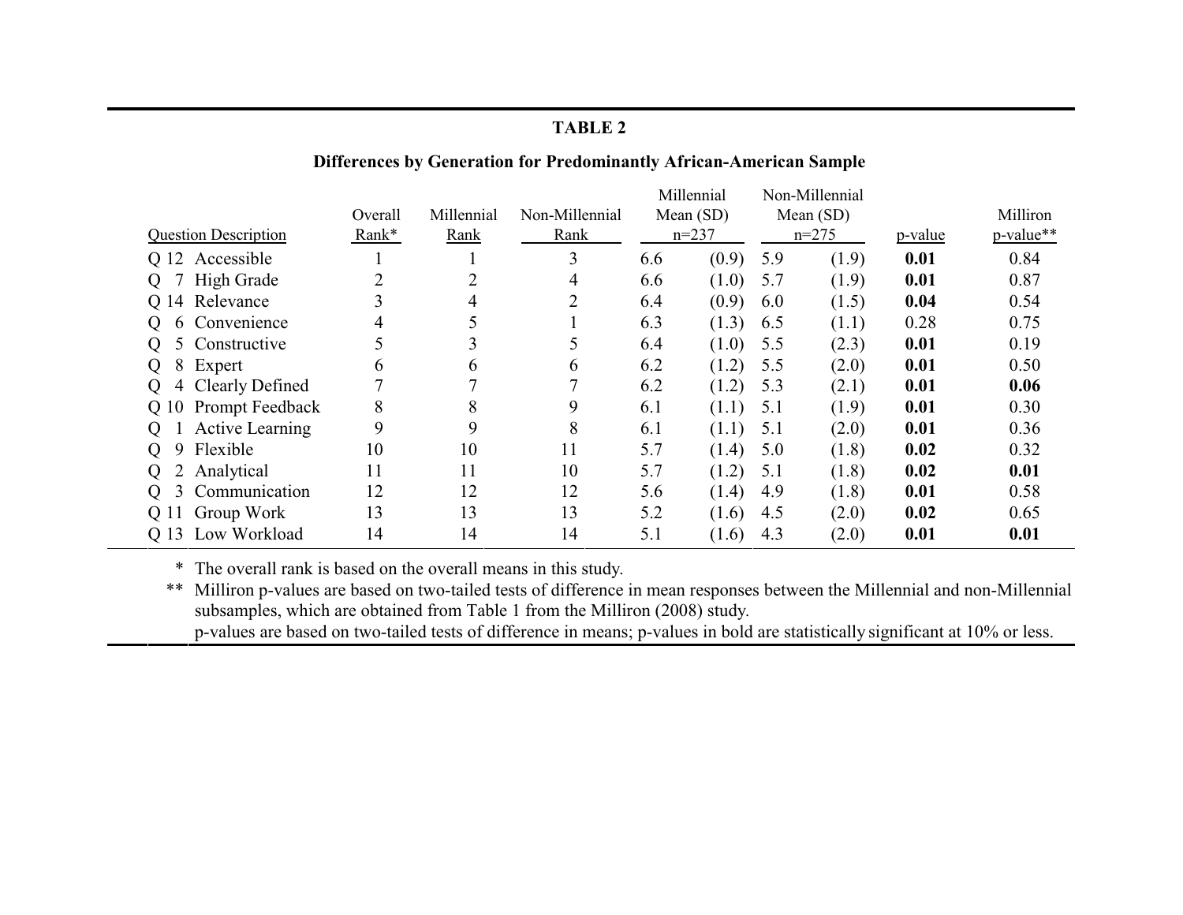**TABLE 2**

**Differences by Generation for Predominantly African-American Sample**

| Question Description | Overall Rank* | Millennial Rank | Non-Millennial Rank | Millennial Mean (SD) n=237 | | Non-Millennial Mean (SD) n=275 | | p-value | Milliron p-value** |
|---|---|---|---|---|---|---|---|---|---|
| Q 12 Accessible | 1 | 1 | 3 | 6.6 | (0.9) | 5.9 | (1.9) | **0.01** | 0.84 |
| Q 7 High Grade | 2 | 2 | 4 | 6.6 | (1.0) | 5.7 | (1.9) | **0.01** | 0.87 |
| Q 14 Relevance | 3 | 4 | 2 | 6.4 | (0.9) | 6.0 | (1.5) | **0.04** | 0.54 |
| Q 6 Convenience | 4 | 5 | 1 | 6.3 | (1.3) | 6.5 | (1.1) | 0.28 | 0.75 |
| Q 5 Constructive | 5 | 3 | 5 | 6.4 | (1.0) | 5.5 | (2.3) | **0.01** | 0.19 |
| Q 8 Expert | 6 | 6 | 6 | 6.2 | (1.2) | 5.5 | (2.0) | **0.01** | 0.50 |
| Q 4 Clearly Defined | 7 | 7 | 7 | 6.2 | (1.2) | 5.3 | (2.1) | **0.01** | **0.06** |
| Q 10 Prompt Feedback | 8 | 8 | 9 | 6.1 | (1.1) | 5.1 | (1.9) | **0.01** | 0.30 |
| Q 1 Active Learning | 9 | 9 | 8 | 6.1 | (1.1) | 5.1 | (2.0) | **0.01** | 0.36 |
| Q 9 Flexible | 10 | 10 | 11 | 5.7 | (1.4) | 5.0 | (1.8) | **0.02** | 0.32 |
| Q 2 Analytical | 11 | 11 | 10 | 5.7 | (1.2) | 5.1 | (1.8) | **0.02** | **0.01** |
| Q 3 Communication | 12 | 12 | 12 | 5.6 | (1.4) | 4.9 | (1.8) | **0.01** | 0.58 |
| Q 11 Group Work | 13 | 13 | 13 | 5.2 | (1.6) | 4.5 | (2.0) | **0.02** | 0.65 |
| Q 13 Low Workload | 14 | 14 | 14 | 5.1 | (1.6) | 4.3 | (2.0) | **0.01** | **0.01** |

\* The overall rank is based on the overall means in this study.

\*\* Milliron p-values are based on two-tailed tests of difference in mean responses between the Millennial and non-Millennial subsamples, which are obtained from Table 1 from the Milliron (2008) study.

p-values are based on two-tailed tests of difference in means; p-values in bold are statistically significant at 10% or less.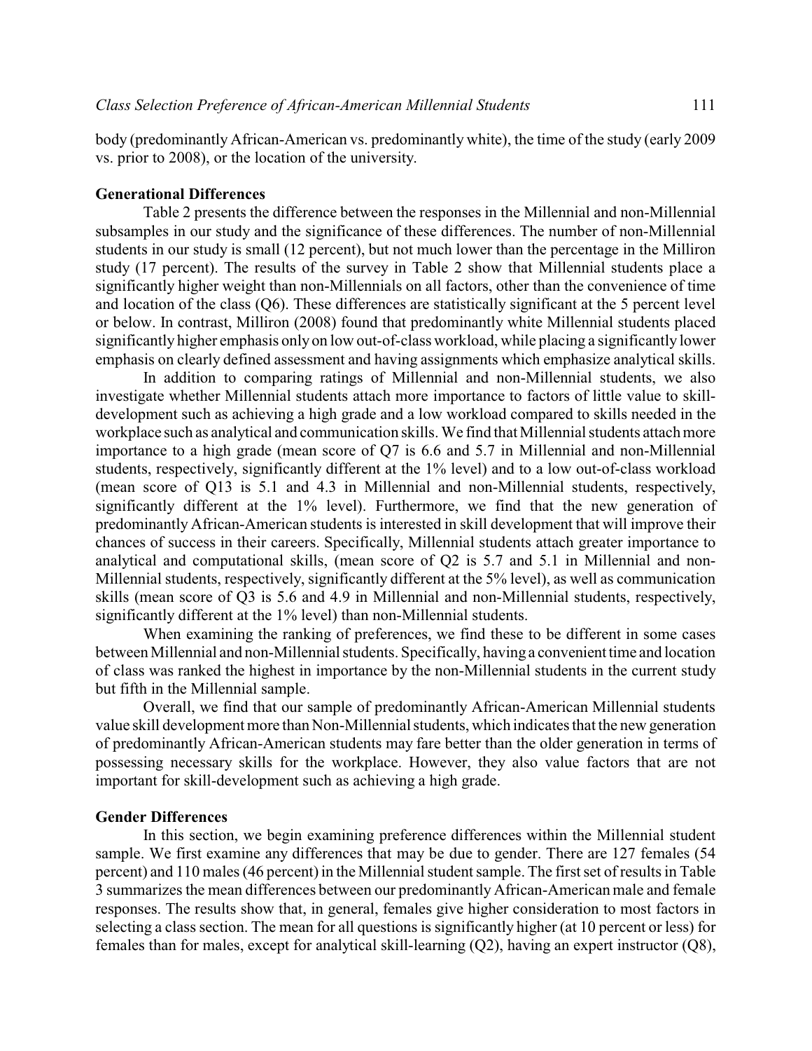body (predominantly African-American vs. predominantly white), the time of the study (early 2009 vs. prior to 2008), or the location of the university.

### Generational Differences

Table 2 presents the difference between the responses in the Millennial and non-Millennial subsamples in our study and the significance of these differences. The number of non-Millennial students in our study is small (12 percent), but not much lower than the percentage in the Milliron study (17 percent). The results of the survey in Table 2 show that Millennial students place a significantly higher weight than non-Millennials on all factors, other than the convenience of time and location of the class (Q6). These differences are statistically significant at the 5 percent level or below. In contrast, Milliron (2008) found that predominantly white Millennial students placed significantly higher emphasis only on low out-of-class workload, while placing a significantly lower emphasis on clearly defined assessment and having assignments which emphasize analytical skills.

In addition to comparing ratings of Millennial and non-Millennial students, we also investigate whether Millennial students attach more importance to factors of little value to skill-development such as achieving a high grade and a low workload compared to skills needed in the workplace such as analytical and communication skills. We find that Millennial students attach more importance to a high grade (mean score of Q7 is 6.6 and 5.7 in Millennial and non-Millennial students, respectively, significantly different at the 1% level) and to a low out-of-class workload (mean score of Q13 is 5.1 and 4.3 in Millennial and non-Millennial students, respectively, significantly different at the 1% level). Furthermore, we find that the new generation of predominantly African-American students is interested in skill development that will improve their chances of success in their careers. Specifically, Millennial students attach greater importance to analytical and computational skills, (mean score of Q2 is 5.7 and 5.1 in Millennial and non-Millennial students, respectively, significantly different at the 5% level), as well as communication skills (mean score of Q3 is 5.6 and 4.9 in Millennial and non-Millennial students, respectively, significantly different at the 1% level) than non-Millennial students.

When examining the ranking of preferences, we find these to be different in some cases between Millennial and non-Millennial students. Specifically, having a convenient time and location of class was ranked the highest in importance by the non-Millennial students in the current study but fifth in the Millennial sample.

Overall, we find that our sample of predominantly African-American Millennial students value skill development more than Non-Millennial students, which indicates that the new generation of predominantly African-American students may fare better than the older generation in terms of possessing necessary skills for the workplace. However, they also value factors that are not important for skill-development such as achieving a high grade.

### Gender Differences

In this section, we begin examining preference differences within the Millennial student sample. We first examine any differences that may be due to gender. There are 127 females (54 percent) and 110 males (46 percent) in the Millennial student sample. The first set of results in Table 3 summarizes the mean differences between our predominantly African-American male and female responses. The results show that, in general, females give higher consideration to most factors in selecting a class section. The mean for all questions is significantly higher (at 10 percent or less) for females than for males, except for analytical skill-learning (Q2), having an expert instructor (Q8),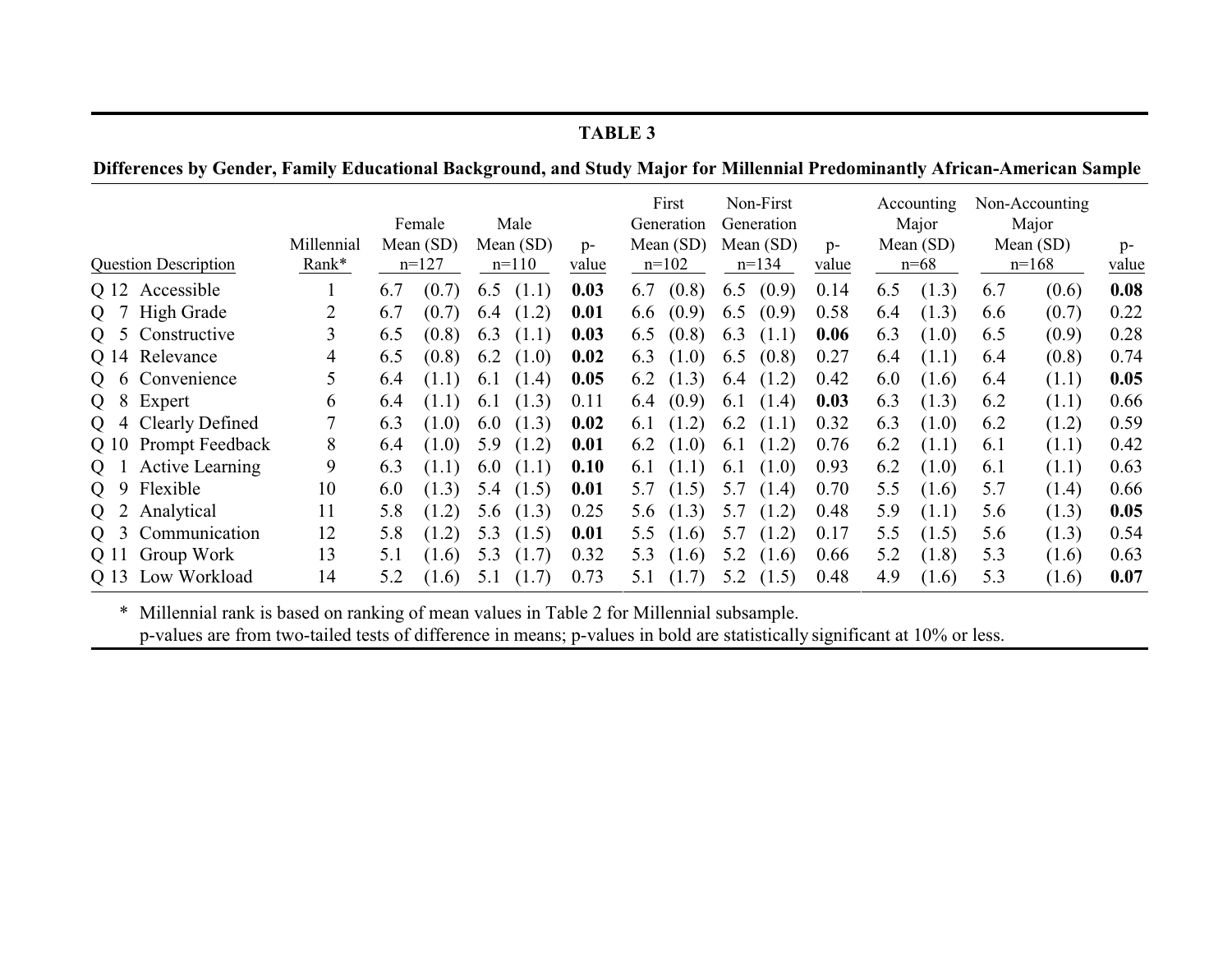**TABLE 3**

**Differences by Gender, Family Educational Background, and Study Major for Millennial Predominantly African-American Sample**

| Question Description | Millennial Rank* | Female Mean (SD) n=127 | Male Mean (SD) n=110 | p-value | First Generation Mean (SD) n=102 | Non-First Generation Mean (SD) n=134 | p-value | Accounting Major Mean (SD) n=68 | Non-Accounting Major Mean (SD) n=168 | p-value |
|---|---|---|---|---|---|---|---|---|---|---|
| Q 12 Accessible | 1 | 6.7 (0.7) | 6.5 (1.1) | **0.03** | 6.7 (0.8) | 6.5 (0.9) | 0.14 | 6.5 (1.3) | 6.7 (0.6) | **0.08** |
| Q 7 High Grade | 2 | 6.7 (0.7) | 6.4 (1.2) | **0.01** | 6.6 (0.9) | 6.5 (0.9) | 0.58 | 6.4 (1.3) | 6.6 (0.7) | 0.22 |
| Q 5 Constructive | 3 | 6.5 (0.8) | 6.3 (1.1) | **0.03** | 6.5 (0.8) | 6.3 (1.1) | **0.06** | 6.3 (1.0) | 6.5 (0.9) | 0.28 |
| Q 14 Relevance | 4 | 6.5 (0.8) | 6.2 (1.0) | **0.02** | 6.3 (1.0) | 6.5 (0.8) | 0.27 | 6.4 (1.1) | 6.4 (0.8) | 0.74 |
| Q 6 Convenience | 5 | 6.4 (1.1) | 6.1 (1.4) | **0.05** | 6.2 (1.3) | 6.4 (1.2) | 0.42 | 6.0 (1.6) | 6.4 (1.1) | **0.05** |
| Q 8 Expert | 6 | 6.4 (1.1) | 6.1 (1.3) | 0.11 | 6.4 (0.9) | 6.1 (1.4) | **0.03** | 6.3 (1.3) | 6.2 (1.1) | 0.66 |
| Q 4 Clearly Defined | 7 | 6.3 (1.0) | 6.0 (1.3) | **0.02** | 6.1 (1.2) | 6.2 (1.1) | 0.32 | 6.3 (1.0) | 6.2 (1.2) | 0.59 |
| Q 10 Prompt Feedback | 8 | 6.4 (1.0) | 5.9 (1.2) | **0.01** | 6.2 (1.0) | 6.1 (1.2) | 0.76 | 6.2 (1.1) | 6.1 (1.1) | 0.42 |
| Q 1 Active Learning | 9 | 6.3 (1.1) | 6.0 (1.1) | **0.10** | 6.1 (1.1) | 6.1 (1.0) | 0.93 | 6.2 (1.0) | 6.1 (1.1) | 0.63 |
| Q 9 Flexible | 10 | 6.0 (1.3) | 5.4 (1.5) | **0.01** | 5.7 (1.5) | 5.7 (1.4) | 0.70 | 5.5 (1.6) | 5.7 (1.4) | 0.66 |
| Q 2 Analytical | 11 | 5.8 (1.2) | 5.6 (1.3) | 0.25 | 5.6 (1.3) | 5.7 (1.2) | 0.48 | 5.9 (1.1) | 5.6 (1.3) | **0.05** |
| Q 3 Communication | 12 | 5.8 (1.2) | 5.3 (1.5) | **0.01** | 5.5 (1.6) | 5.7 (1.2) | 0.17 | 5.5 (1.5) | 5.6 (1.3) | 0.54 |
| Q 11 Group Work | 13 | 5.1 (1.6) | 5.3 (1.7) | 0.32 | 5.3 (1.6) | 5.2 (1.6) | 0.66 | 5.2 (1.8) | 5.3 (1.6) | 0.63 |
| Q 13 Low Workload | 14 | 5.2 (1.6) | 5.1 (1.7) | 0.73 | 5.1 (1.7) | 5.2 (1.5) | 0.48 | 4.9 (1.6) | 5.3 (1.6) | **0.07** |

\* Millennial rank is based on ranking of mean values in Table 2 for Millennial subsample.
p-values are from two-tailed tests of difference in means; p-values in bold are statistically significant at 10% or less.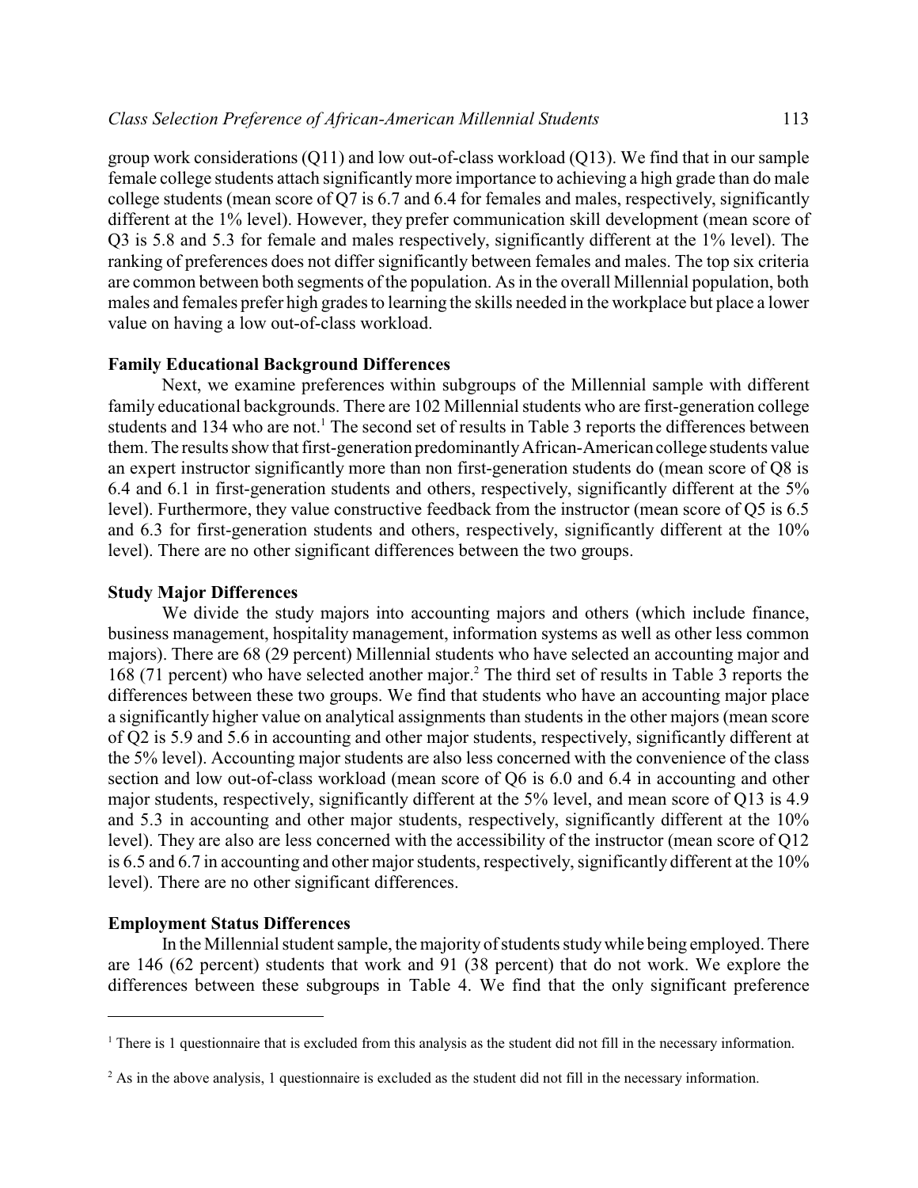group work considerations (Q11) and low out-of-class workload (Q13). We find that in our sample female college students attach significantly more importance to achieving a high grade than do male college students (mean score of Q7 is 6.7 and 6.4 for females and males, respectively, significantly different at the 1% level). However, they prefer communication skill development (mean score of Q3 is 5.8 and 5.3 for female and males respectively, significantly different at the 1% level). The ranking of preferences does not differ significantly between females and males. The top six criteria are common between both segments of the population. As in the overall Millennial population, both males and females prefer high grades to learning the skills needed in the workplace but place a lower value on having a low out-of-class workload.

**Family Educational Background Differences**

Next, we examine preferences within subgroups of the Millennial sample with different family educational backgrounds. There are 102 Millennial students who are first-generation college students and 134 who are not.[1] The second set of results in Table 3 reports the differences between them. The results show that first-generation predominantly African-American college students value an expert instructor significantly more than non first-generation students do (mean score of Q8 is 6.4 and 6.1 in first-generation students and others, respectively, significantly different at the 5% level). Furthermore, they value constructive feedback from the instructor (mean score of Q5 is 6.5 and 6.3 for first-generation students and others, respectively, significantly different at the 10% level). There are no other significant differences between the two groups.

**Study Major Differences**

We divide the study majors into accounting majors and others (which include finance, business management, hospitality management, information systems as well as other less common majors). There are 68 (29 percent) Millennial students who have selected an accounting major and 168 (71 percent) who have selected another major.[2] The third set of results in Table 3 reports the differences between these two groups. We find that students who have an accounting major place a significantly higher value on analytical assignments than students in the other majors (mean score of Q2 is 5.9 and 5.6 in accounting and other major students, respectively, significantly different at the 5% level). Accounting major students are also less concerned with the convenience of the class section and low out-of-class workload (mean score of Q6 is 6.0 and 6.4 in accounting and other major students, respectively, significantly different at the 5% level, and mean score of Q13 is 4.9 and 5.3 in accounting and other major students, respectively, significantly different at the 10% level). They are also are less concerned with the accessibility of the instructor (mean score of Q12 is 6.5 and 6.7 in accounting and other major students, respectively, significantly different at the 10% level). There are no other significant differences.

**Employment Status Differences**

In the Millennial student sample, the majority of students study while being employed. There are 146 (62 percent) students that work and 91 (38 percent) that do not work. We explore the differences between these subgroups in Table 4. We find that the only significant preference

[1] There is 1 questionnaire that is excluded from this analysis as the student did not fill in the necessary information.

[2] As in the above analysis, 1 questionnaire is excluded as the student did not fill in the necessary information.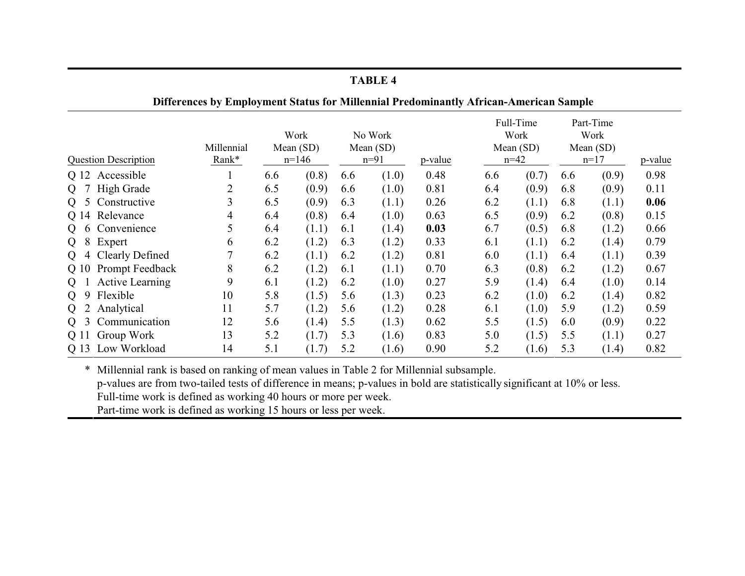**TABLE 4**

**Differences by Employment Status for Millennial Predominantly African-American Sample**

| Question Description | Millennial Rank* | Work Mean (SD) n=146 | | No Work Mean (SD) n=91 | | p-value | Full-Time Work Mean (SD) n=42 | | Part-Time Work Mean (SD) n=17 | | p-value |
|---|---|---|---|---|---|---|---|---|---|---|---|
| Q 12 Accessible | 1 | 6.6 | (0.8) | 6.6 | (1.0) | 0.48 | 6.6 | (0.7) | 6.6 | (0.9) | 0.98 |
| Q 7 High Grade | 2 | 6.5 | (0.9) | 6.6 | (1.0) | 0.81 | 6.4 | (0.9) | 6.8 | (0.9) | 0.11 |
| Q 5 Constructive | 3 | 6.5 | (0.9) | 6.3 | (1.1) | 0.26 | 6.2 | (1.1) | 6.8 | (1.1) | **0.06** |
| Q 14 Relevance | 4 | 6.4 | (0.8) | 6.4 | (1.0) | 0.63 | 6.5 | (0.9) | 6.2 | (0.8) | 0.15 |
| Q 6 Convenience | 5 | 6.4 | (1.1) | 6.1 | (1.4) | **0.03** | 6.7 | (0.5) | 6.8 | (1.2) | 0.66 |
| Q 8 Expert | 6 | 6.2 | (1.2) | 6.3 | (1.2) | 0.33 | 6.1 | (1.1) | 6.2 | (1.4) | 0.79 |
| Q 4 Clearly Defined | 7 | 6.2 | (1.1) | 6.2 | (1.2) | 0.81 | 6.0 | (1.1) | 6.4 | (1.1) | 0.39 |
| Q 10 Prompt Feedback | 8 | 6.2 | (1.2) | 6.1 | (1.1) | 0.70 | 6.3 | (0.8) | 6.2 | (1.2) | 0.67 |
| Q 1 Active Learning | 9 | 6.1 | (1.2) | 6.2 | (1.0) | 0.27 | 5.9 | (1.4) | 6.4 | (1.0) | 0.14 |
| Q 9 Flexible | 10 | 5.8 | (1.5) | 5.6 | (1.3) | 0.23 | 6.2 | (1.0) | 6.2 | (1.4) | 0.82 |
| Q 2 Analytical | 11 | 5.7 | (1.2) | 5.6 | (1.2) | 0.28 | 6.1 | (1.0) | 5.9 | (1.2) | 0.59 |
| Q 3 Communication | 12 | 5.6 | (1.4) | 5.5 | (1.3) | 0.62 | 5.5 | (1.5) | 6.0 | (0.9) | 0.22 |
| Q 11 Group Work | 13 | 5.2 | (1.7) | 5.3 | (1.6) | 0.83 | 5.0 | (1.5) | 5.5 | (1.1) | 0.27 |
| Q 13 Low Workload | 14 | 5.1 | (1.7) | 5.2 | (1.6) | 0.90 | 5.2 | (1.6) | 5.3 | (1.4) | 0.82 |

\* Millennial rank is based on ranking of mean values in Table 2 for Millennial subsample.
p-values are from two-tailed tests of difference in means; p-values in bold are statistically significant at 10% or less.
Full-time work is defined as working 40 hours or more per week.
Part-time work is defined as working 15 hours or less per week.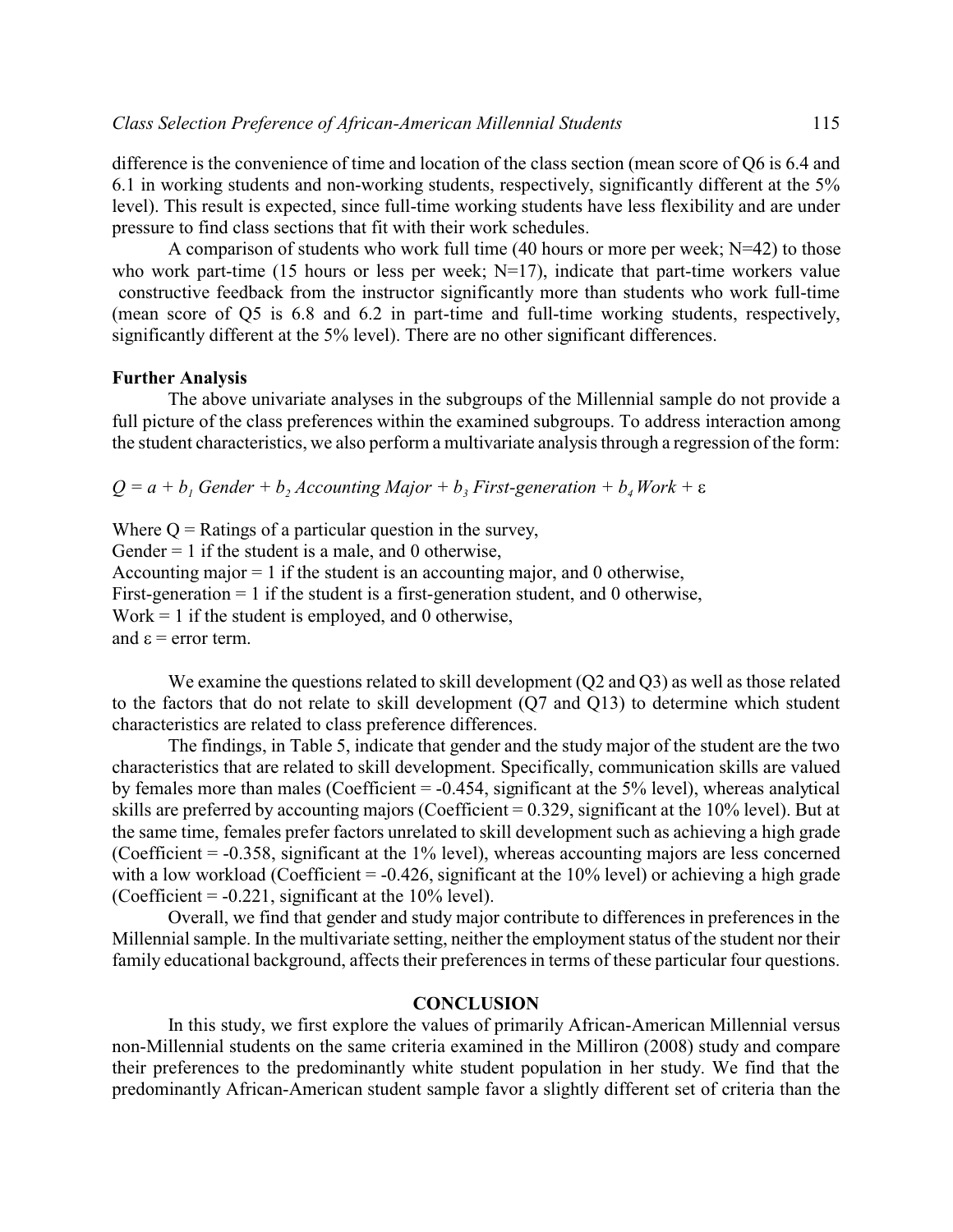difference is the convenience of time and location of the class section (mean score of Q6 is 6.4 and 6.1 in working students and non-working students, respectively, significantly different at the 5% level). This result is expected, since full-time working students have less flexibility and are under pressure to find class sections that fit with their work schedules.

A comparison of students who work full time (40 hours or more per week; N=42) to those who work part-time (15 hours or less per week; N=17), indicate that part-time workers value constructive feedback from the instructor significantly more than students who work full-time (mean score of Q5 is 6.8 and 6.2 in part-time and full-time working students, respectively, significantly different at the 5% level). There are no other significant differences.

**Further Analysis**

The above univariate analyses in the subgroups of the Millennial sample do not provide a full picture of the class preferences within the examined subgroups. To address interaction among the student characteristics, we also perform a multivariate analysis through a regression of the form:

$$Q = a + b_1 \, Gender + b_2 \, Accounting\ Major + b_3 \, First\text{-}generation + b_4 \, Work + \varepsilon$$

Where Q = Ratings of a particular question in the survey,
Gender = 1 if the student is a male, and 0 otherwise,
Accounting major = 1 if the student is an accounting major, and 0 otherwise,
First-generation = 1 if the student is a first-generation student, and 0 otherwise,
Work = 1 if the student is employed, and 0 otherwise,
and $\varepsilon$ = error term.

We examine the questions related to skill development (Q2 and Q3) as well as those related to the factors that do not relate to skill development (Q7 and Q13) to determine which student characteristics are related to class preference differences.

The findings, in Table 5, indicate that gender and the study major of the student are the two characteristics that are related to skill development. Specifically, communication skills are valued by females more than males (Coefficient = -0.454, significant at the 5% level), whereas analytical skills are preferred by accounting majors (Coefficient = 0.329, significant at the 10% level). But at the same time, females prefer factors unrelated to skill development such as achieving a high grade (Coefficient = -0.358, significant at the 1% level), whereas accounting majors are less concerned with a low workload (Coefficient = -0.426, significant at the 10% level) or achieving a high grade (Coefficient = -0.221, significant at the 10% level).

Overall, we find that gender and study major contribute to differences in preferences in the Millennial sample. In the multivariate setting, neither the employment status of the student nor their family educational background, affects their preferences in terms of these particular four questions.

## CONCLUSION

In this study, we first explore the values of primarily African-American Millennial versus non-Millennial students on the same criteria examined in the Milliron (2008) study and compare their preferences to the predominantly white student population in her study. We find that the predominantly African-American student sample favor a slightly different set of criteria than the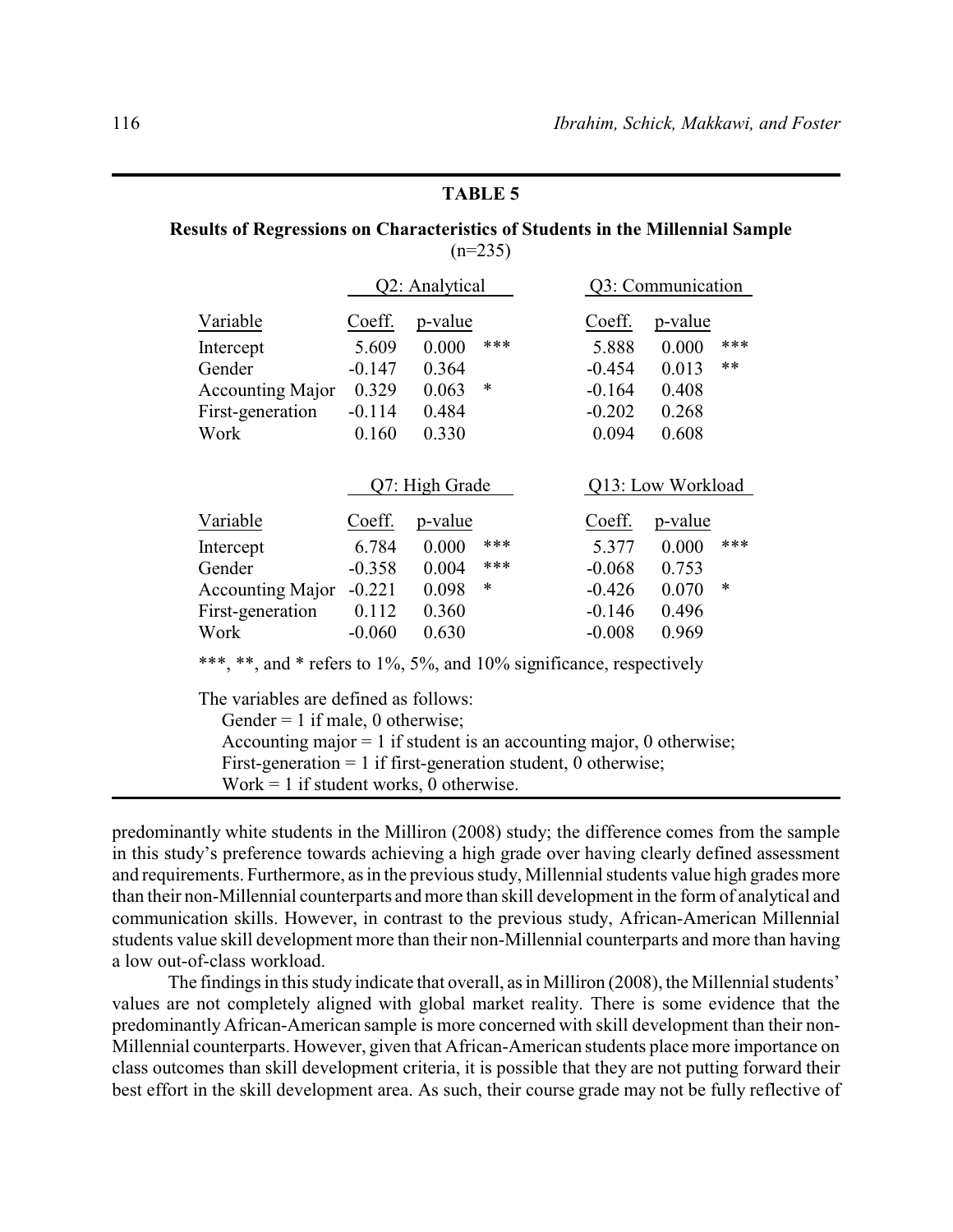**TABLE 5**

**Results of Regressions on Characteristics of Students in the Millennial Sample**
(n=235)

| | Q2: Analytical | | | Q3: Communication | | |
|---|---|---|---|---|---|---|
| Variable | Coeff. | p-value | | Coeff. | p-value | |
| Intercept | 5.609 | 0.000 | *** | 5.888 | 0.000 | *** |
| Gender | -0.147 | 0.364 | | -0.454 | 0.013 | ** |
| Accounting Major | 0.329 | 0.063 | * | -0.164 | 0.408 | |
| First-generation | -0.114 | 0.484 | | -0.202 | 0.268 | |
| Work | 0.160 | 0.330 | | 0.094 | 0.608 | |

| | Q7: High Grade | | | Q13: Low Workload | | |
|---|---|---|---|---|---|---|
| Variable | Coeff. | p-value | | Coeff. | p-value | |
| Intercept | 6.784 | 0.000 | *** | 5.377 | 0.000 | *** |
| Gender | -0.358 | 0.004 | *** | -0.068 | 0.753 | |
| Accounting Major | -0.221 | 0.098 | * | -0.426 | 0.070 | * |
| First-generation | 0.112 | 0.360 | | -0.146 | 0.496 | |
| Work | -0.060 | 0.630 | | -0.008 | 0.969 | |

***, **, and * refers to 1%, 5%, and 10% significance, respectively

The variables are defined as follows:
Gender = 1 if male, 0 otherwise;
Accounting major = 1 if student is an accounting major, 0 otherwise;
First-generation = 1 if first-generation student, 0 otherwise;
Work = 1 if student works, 0 otherwise.

predominantly white students in the Milliron (2008) study; the difference comes from the sample in this study's preference towards achieving a high grade over having clearly defined assessment and requirements. Furthermore, as in the previous study, Millennial students value high grades more than their non-Millennial counterparts and more than skill development in the form of analytical and communication skills. However, in contrast to the previous study, African-American Millennial students value skill development more than their non-Millennial counterparts and more than having a low out-of-class workload.

The findings in this study indicate that overall, as in Milliron (2008), the Millennial students' values are not completely aligned with global market reality. There is some evidence that the predominantly African-American sample is more concerned with skill development than their non-Millennial counterparts. However, given that African-American students place more importance on class outcomes than skill development criteria, it is possible that they are not putting forward their best effort in the skill development area. As such, their course grade may not be fully reflective of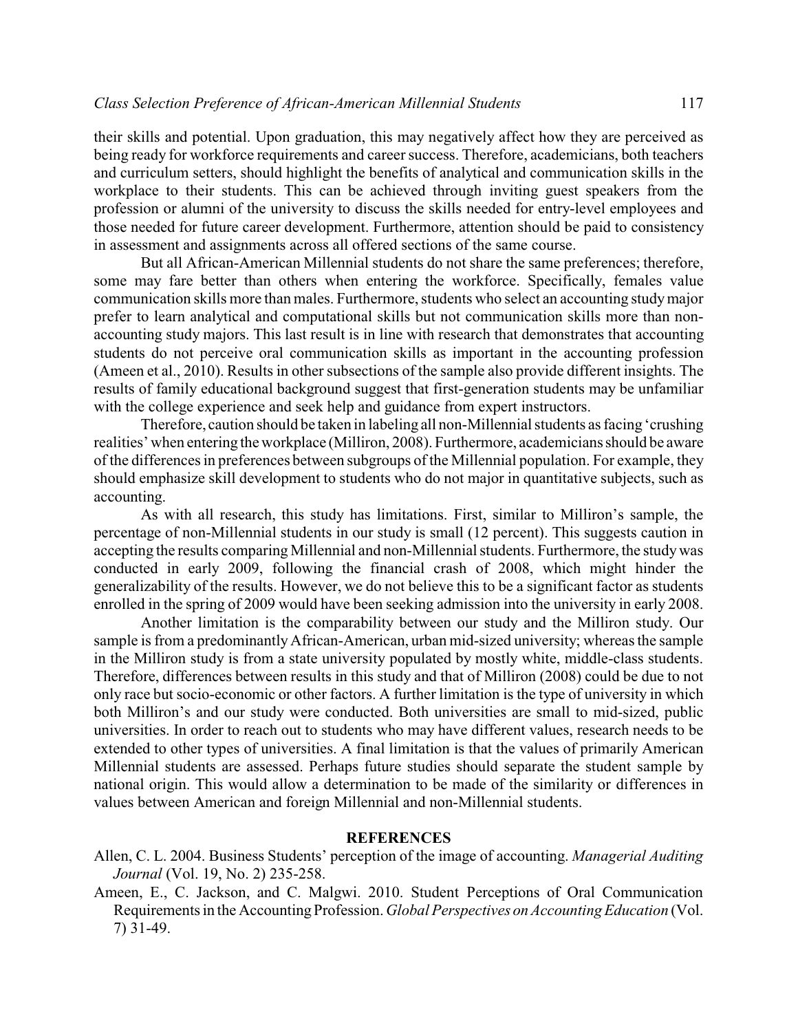their skills and potential. Upon graduation, this may negatively affect how they are perceived as being ready for workforce requirements and career success. Therefore, academicians, both teachers and curriculum setters, should highlight the benefits of analytical and communication skills in the workplace to their students. This can be achieved through inviting guest speakers from the profession or alumni of the university to discuss the skills needed for entry-level employees and those needed for future career development. Furthermore, attention should be paid to consistency in assessment and assignments across all offered sections of the same course.

But all African-American Millennial students do not share the same preferences; therefore, some may fare better than others when entering the workforce. Specifically, females value communication skills more than males. Furthermore, students who select an accounting study major prefer to learn analytical and computational skills but not communication skills more than non-accounting study majors. This last result is in line with research that demonstrates that accounting students do not perceive oral communication skills as important in the accounting profession (Ameen et al., 2010). Results in other subsections of the sample also provide different insights. The results of family educational background suggest that first-generation students may be unfamiliar with the college experience and seek help and guidance from expert instructors.

Therefore, caution should be taken in labeling all non-Millennial students as facing 'crushing realities' when entering the workplace (Milliron, 2008). Furthermore, academicians should be aware of the differences in preferences between subgroups of the Millennial population. For example, they should emphasize skill development to students who do not major in quantitative subjects, such as accounting.

As with all research, this study has limitations. First, similar to Milliron's sample, the percentage of non-Millennial students in our study is small (12 percent). This suggests caution in accepting the results comparing Millennial and non-Millennial students. Furthermore, the study was conducted in early 2009, following the financial crash of 2008, which might hinder the generalizability of the results. However, we do not believe this to be a significant factor as students enrolled in the spring of 2009 would have been seeking admission into the university in early 2008.

Another limitation is the comparability between our study and the Milliron study. Our sample is from a predominantly African-American, urban mid-sized university; whereas the sample in the Milliron study is from a state university populated by mostly white, middle-class students. Therefore, differences between results in this study and that of Milliron (2008) could be due to not only race but socio-economic or other factors. A further limitation is the type of university in which both Milliron's and our study were conducted. Both universities are small to mid-sized, public universities. In order to reach out to students who may have different values, research needs to be extended to other types of universities. A final limitation is that the values of primarily American Millennial students are assessed. Perhaps future studies should separate the student sample by national origin. This would allow a determination to be made of the similarity or differences in values between American and foreign Millennial and non-Millennial students.

## REFERENCES

Allen, C. L. 2004. Business Students' perception of the image of accounting. *Managerial Auditing Journal* (Vol. 19, No. 2) 235-258.

Ameen, E., C. Jackson, and C. Malgwi. 2010. Student Perceptions of Oral Communication Requirements in the Accounting Profession. *Global Perspectives on Accounting Education* (Vol. 7) 31-49.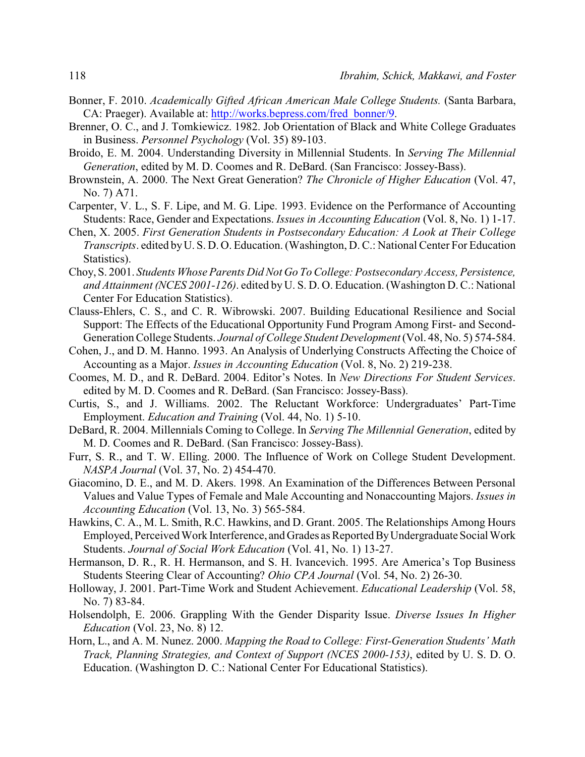Bonner, F. 2010. *Academically Gifted African American Male College Students.* (Santa Barbara, CA: Praeger). Available at: http://works.bepress.com/fred_bonner/9.

Brenner, O. C., and J. Tomkiewicz. 1982. Job Orientation of Black and White College Graduates in Business. *Personnel Psychology* (Vol. 35) 89-103.

Broido, E. M. 2004. Understanding Diversity in Millennial Students. In *Serving The Millennial Generation*, edited by M. D. Coomes and R. DeBard. (San Francisco: Jossey-Bass).

Brownstein, A. 2000. The Next Great Generation? *The Chronicle of Higher Education* (Vol. 47, No. 7) A71.

Carpenter, V. L., S. F. Lipe, and M. G. Lipe. 1993. Evidence on the Performance of Accounting Students: Race, Gender and Expectations. *Issues in Accounting Education* (Vol. 8, No. 1) 1-17.

Chen, X. 2005. *First Generation Students in Postsecondary Education: A Look at Their College Transcripts*. edited by U. S. D. O. Education. (Washington, D. C.: National Center For Education Statistics).

Choy, S. 2001. *Students Whose Parents Did Not Go To College: Postsecondary Access, Persistence, and Attainment (NCES 2001-126)*. edited by U. S. D. O. Education. (Washington D. C.: National Center For Education Statistics).

Clauss-Ehlers, C. S., and C. R. Wibrowski. 2007. Building Educational Resilience and Social Support: The Effects of the Educational Opportunity Fund Program Among First- and Second-Generation College Students. *Journal of College Student Development* (Vol. 48, No. 5) 574-584.

Cohen, J., and D. M. Hanno. 1993. An Analysis of Underlying Constructs Affecting the Choice of Accounting as a Major. *Issues in Accounting Education* (Vol. 8, No. 2) 219-238.

Coomes, M. D., and R. DeBard. 2004. Editor's Notes. In *New Directions For Student Services*. edited by M. D. Coomes and R. DeBard. (San Francisco: Jossey-Bass).

Curtis, S., and J. Williams. 2002. The Reluctant Workforce: Undergraduates' Part-Time Employment. *Education and Training* (Vol. 44, No. 1) 5-10.

DeBard, R. 2004. Millennials Coming to College. In *Serving The Millennial Generation*, edited by M. D. Coomes and R. DeBard. (San Francisco: Jossey-Bass).

Furr, S. R., and T. W. Elling. 2000. The Influence of Work on College Student Development. *NASPA Journal* (Vol. 37, No. 2) 454-470.

Giacomino, D. E., and M. D. Akers. 1998. An Examination of the Differences Between Personal Values and Value Types of Female and Male Accounting and Nonaccounting Majors. *Issues in Accounting Education* (Vol. 13, No. 3) 565-584.

Hawkins, C. A., M. L. Smith, R.C. Hawkins, and D. Grant. 2005. The Relationships Among Hours Employed, Perceived Work Interference, and Grades as Reported By Undergraduate Social Work Students. *Journal of Social Work Education* (Vol. 41, No. 1) 13-27.

Hermanson, D. R., R. H. Hermanson, and S. H. Ivancevich. 1995. Are America's Top Business Students Steering Clear of Accounting? *Ohio CPA Journal* (Vol. 54, No. 2) 26-30.

Holloway, J. 2001. Part-Time Work and Student Achievement. *Educational Leadership* (Vol. 58, No. 7) 83-84.

Holsendolph, E. 2006. Grappling With the Gender Disparity Issue. *Diverse Issues In Higher Education* (Vol. 23, No. 8) 12.

Horn, L., and A. M. Nunez. 2000. *Mapping the Road to College: First-Generation Students' Math Track, Planning Strategies, and Context of Support (NCES 2000-153)*, edited by U. S. D. O. Education. (Washington D. C.: National Center For Educational Statistics).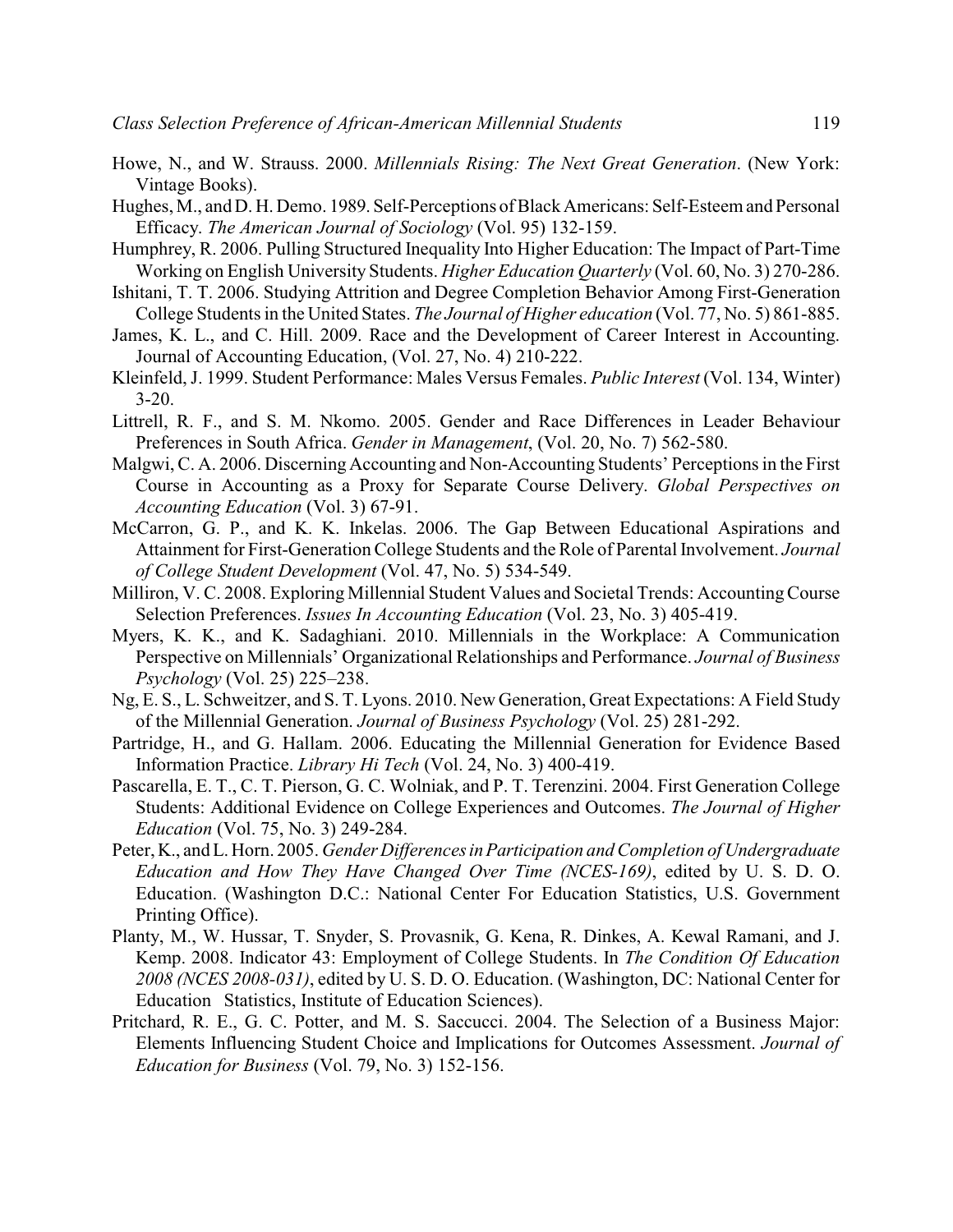Howe, N., and W. Strauss. 2000. *Millennials Rising: The Next Great Generation*. (New York: Vintage Books).

Hughes, M., and D. H. Demo. 1989. Self-Perceptions of Black Americans: Self-Esteem and Personal Efficacy. *The American Journal of Sociology* (Vol. 95) 132-159.

Humphrey, R. 2006. Pulling Structured Inequality Into Higher Education: The Impact of Part-Time Working on English University Students. *Higher Education Quarterly* (Vol. 60, No. 3) 270-286.

Ishitani, T. T. 2006. Studying Attrition and Degree Completion Behavior Among First-Generation College Students in the United States. *The Journal of Higher education* (Vol. 77, No. 5) 861-885.

James, K. L., and C. Hill. 2009. Race and the Development of Career Interest in Accounting. Journal of Accounting Education, (Vol. 27, No. 4) 210-222.

Kleinfeld, J. 1999. Student Performance: Males Versus Females. *Public Interest* (Vol. 134, Winter) 3-20.

Littrell, R. F., and S. M. Nkomo. 2005. Gender and Race Differences in Leader Behaviour Preferences in South Africa. *Gender in Management*, (Vol. 20, No. 7) 562-580.

Malgwi, C. A. 2006. Discerning Accounting and Non-Accounting Students' Perceptions in the First Course in Accounting as a Proxy for Separate Course Delivery. *Global Perspectives on Accounting Education* (Vol. 3) 67-91.

McCarron, G. P., and K. K. Inkelas. 2006. The Gap Between Educational Aspirations and Attainment for First-Generation College Students and the Role of Parental Involvement. *Journal of College Student Development* (Vol. 47, No. 5) 534-549.

Milliron, V. C. 2008. Exploring Millennial Student Values and Societal Trends: Accounting Course Selection Preferences. *Issues In Accounting Education* (Vol. 23, No. 3) 405-419.

Myers, K. K., and K. Sadaghiani. 2010. Millennials in the Workplace: A Communication Perspective on Millennials' Organizational Relationships and Performance. *Journal of Business Psychology* (Vol. 25) 225–238.

Ng, E. S., L. Schweitzer, and S. T. Lyons. 2010. New Generation, Great Expectations: A Field Study of the Millennial Generation. *Journal of Business Psychology* (Vol. 25) 281-292.

Partridge, H., and G. Hallam. 2006. Educating the Millennial Generation for Evidence Based Information Practice. *Library Hi Tech* (Vol. 24, No. 3) 400-419.

Pascarella, E. T., C. T. Pierson, G. C. Wolniak, and P. T. Terenzini. 2004. First Generation College Students: Additional Evidence on College Experiences and Outcomes. *The Journal of Higher Education* (Vol. 75, No. 3) 249-284.

Peter, K., and L. Horn. 2005. *Gender Differences in Participation and Completion of Undergraduate Education and How They Have Changed Over Time (NCES-169)*, edited by U. S. D. O. Education. (Washington D.C.: National Center For Education Statistics, U.S. Government Printing Office).

Planty, M., W. Hussar, T. Snyder, S. Provasnik, G. Kena, R. Dinkes, A. Kewal Ramani, and J. Kemp. 2008. Indicator 43: Employment of College Students. In *The Condition Of Education 2008 (NCES 2008-031)*, edited by U. S. D. O. Education. (Washington, DC: National Center for Education Statistics, Institute of Education Sciences).

Pritchard, R. E., G. C. Potter, and M. S. Saccucci. 2004. The Selection of a Business Major: Elements Influencing Student Choice and Implications for Outcomes Assessment. *Journal of Education for Business* (Vol. 79, No. 3) 152-156.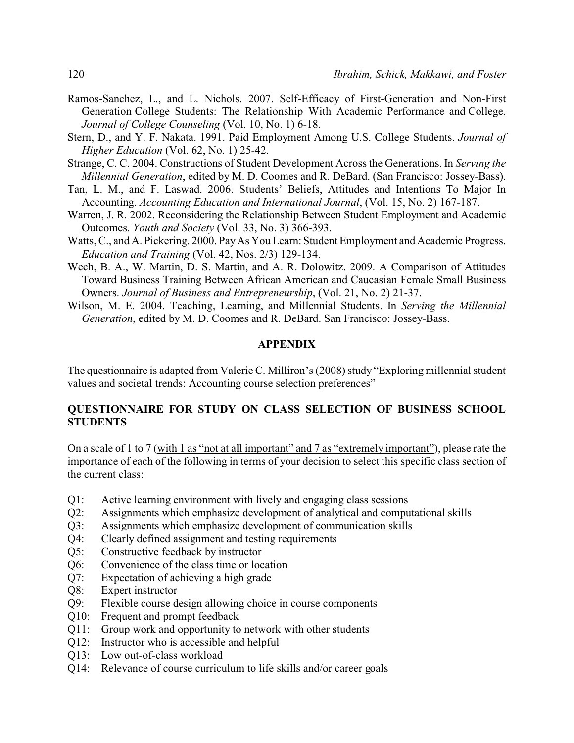Ramos-Sanchez, L., and L. Nichols. 2007. Self-Efficacy of First-Generation and Non-First Generation College Students: The Relationship With Academic Performance and College. *Journal of College Counseling* (Vol. 10, No. 1) 6-18.

Stern, D., and Y. F. Nakata. 1991. Paid Employment Among U.S. College Students. *Journal of Higher Education* (Vol. 62, No. 1) 25-42.

Strange, C. C. 2004. Constructions of Student Development Across the Generations. In *Serving the Millennial Generation*, edited by M. D. Coomes and R. DeBard. (San Francisco: Jossey-Bass).

Tan, L. M., and F. Laswad. 2006. Students' Beliefs, Attitudes and Intentions To Major In Accounting. *Accounting Education and International Journal*, (Vol. 15, No. 2) 167-187.

Warren, J. R. 2002. Reconsidering the Relationship Between Student Employment and Academic Outcomes. *Youth and Society* (Vol. 33, No. 3) 366-393.

Watts, C., and A. Pickering. 2000. Pay As You Learn: Student Employment and Academic Progress. *Education and Training* (Vol. 42, Nos. 2/3) 129-134.

Wech, B. A., W. Martin, D. S. Martin, and A. R. Dolowitz. 2009. A Comparison of Attitudes Toward Business Training Between African American and Caucasian Female Small Business Owners. *Journal of Business and Entrepreneurship*, (Vol. 21, No. 2) 21-37.

Wilson, M. E. 2004. Teaching, Learning, and Millennial Students. In *Serving the Millennial Generation*, edited by M. D. Coomes and R. DeBard. San Francisco: Jossey-Bass.

## APPENDIX

The questionnaire is adapted from Valerie C. Milliron's (2008) study "Exploring millennial student values and societal trends: Accounting course selection preferences"

### QUESTIONNAIRE FOR STUDY ON CLASS SELECTION OF BUSINESS SCHOOL STUDENTS

On a scale of 1 to 7 (with 1 as "not at all important" and 7 as "extremely important"), please rate the importance of each of the following in terms of your decision to select this specific class section of the current class:

- Q1: Active learning environment with lively and engaging class sessions
- Q2: Assignments which emphasize development of analytical and computational skills
- Q3: Assignments which emphasize development of communication skills
- Q4: Clearly defined assignment and testing requirements
- Q5: Constructive feedback by instructor
- Q6: Convenience of the class time or location
- Q7: Expectation of achieving a high grade
- Q8: Expert instructor
- Q9: Flexible course design allowing choice in course components
- Q10: Frequent and prompt feedback
- Q11: Group work and opportunity to network with other students
- Q12: Instructor who is accessible and helpful
- Q13: Low out-of-class workload
- Q14: Relevance of course curriculum to life skills and/or career goals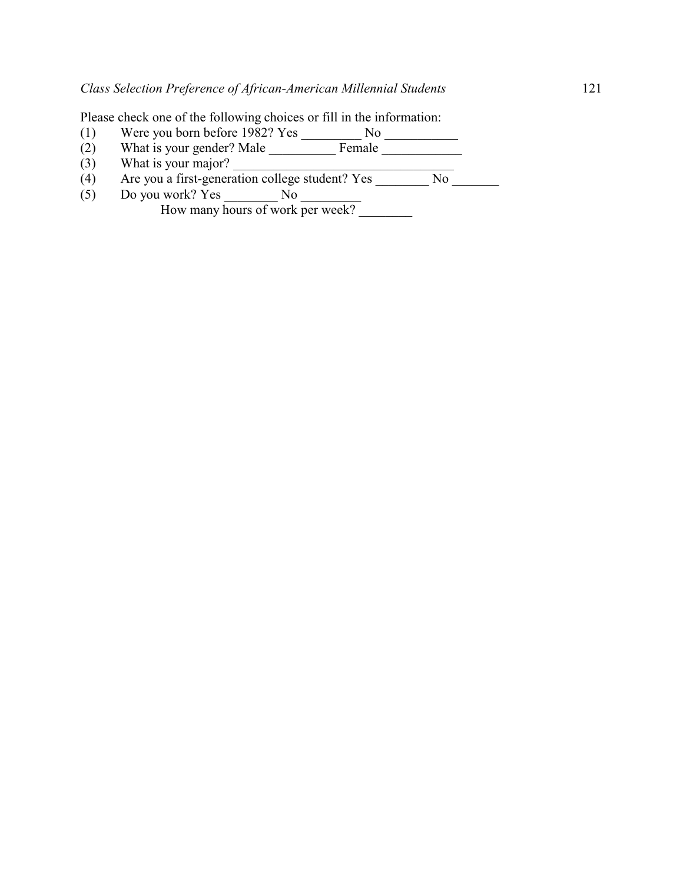Please check one of the following choices or fill in the information:

(1) Were you born before 1982? Yes _________ No ___________

(2) What is your gender? Male __________ Female ____________

(3) What is your major? _________________________________

(4) Are you a first-generation college student? Yes ________ No _______

(5) Do you work? Yes ________ No _________

    How many hours of work per week? ________